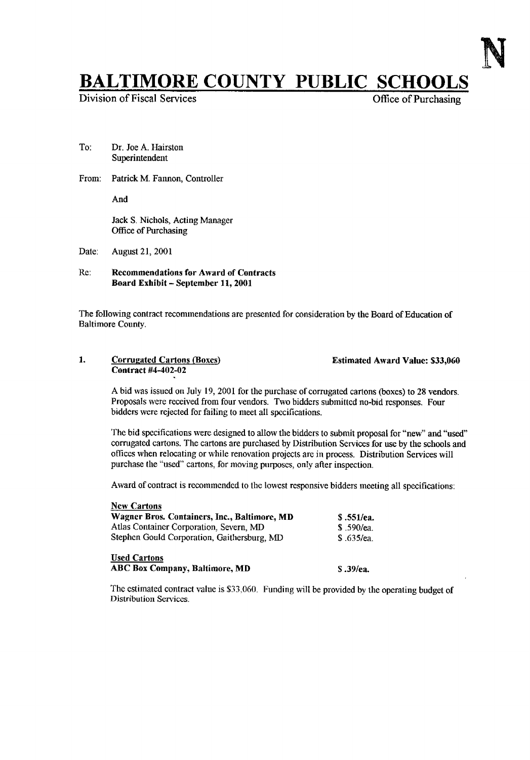N

# BALTIMORE COUNTY PUBLIC SCHOOLS

Division of Fiscal Services | Office of Purchasing

To: Dr. Joe A. Hairston
Superintendent

From: Patrick M. Fannon, Controller

And

Jack S. Nichols, Acting Manager
Office of Purchasing

Date: August 21, 2001

Re: **Recommendations for Award of Contracts**
**Board Exhibit – September 11, 2001**

The following contract recommendations are presented for consideration by the Board of Education of Baltimore County.

**1. Corrugated Cartons (Boxes)** **Estimated Award Value: $33,060**
**Contract #4-402-02**

A bid was issued on July 19, 2001 for the purchase of corrugated cartons (boxes) to 28 vendors. Proposals were received from four vendors. Two bidders submitted no-bid responses. Four bidders were rejected for failing to meet all specifications.

The bid specifications were designed to allow the bidders to submit proposal for "new" and "used" corrugated cartons. The cartons are purchased by Distribution Services for use by the schools and offices when relocating or while renovation projects are in process. Distribution Services will purchase the "used" cartons, for moving purposes, only after inspection.

Award of contract is recommended to the lowest responsive bidders meeting all specifications:

**New Cartons**

| | |
|---|---|
| **Wagner Bros. Containers, Inc., Baltimore, MD** | **$ .551/ea.** |
| Atlas Container Corporation, Severn, MD | $ .590/ea. |
| Stephen Gould Corporation, Gaithersburg, MD | $ .635/ea. |

**Used Cartons**

| | |
|---|---|
| **ABC Box Company, Baltimore, MD** | **$ .39/ea.** |

The estimated contract value is $33,060. Funding will be provided by the operating budget of Distribution Services.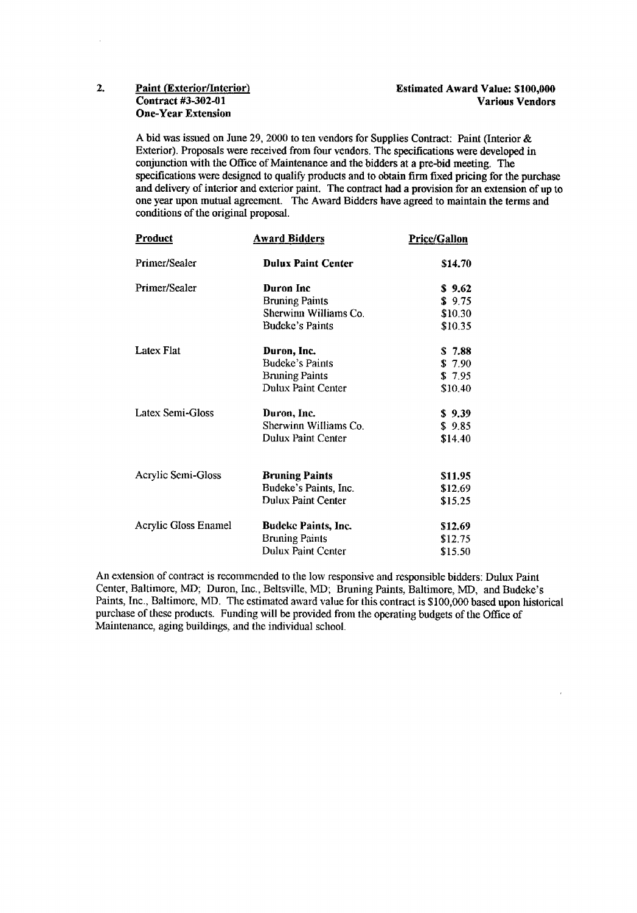**2. Paint (Exterior/Interior)**
**Contract #3-302-01**
**One-Year Extension**

**Estimated Award Value: $100,000**
**Various Vendors**

A bid was issued on June 29, 2000 to ten vendors for Supplies Contract: Paint (Interior & Exterior). Proposals were received from four vendors. The specifications were developed in conjunction with the Office of Maintenance and the bidders at a pre-bid meeting. The specifications were designed to qualify products and to obtain firm fixed pricing for the purchase and delivery of interior and exterior paint. The contract had a provision for an extension of up to one year upon mutual agreement. The Award Bidders have agreed to maintain the terms and conditions of the original proposal.

| Product | Award Bidders | Price/Gallon |
| --- | --- | --- |
| Primer/Sealer | **Dulux Paint Center** | **$14.70** |
| Primer/Sealer | **Duron Inc** | **$ 9.62** |
| | Bruning Paints | $ 9.75 |
| | Sherwinn Williams Co. | $10.30 |
| | Budeke's Paints | $10.35 |
| Latex Flat | **Duron, Inc.** | **$ 7.88** |
| | Budeke's Paints | $ 7.90 |
| | Bruning Paints | $ 7.95 |
| | Dulux Paint Center | $10.40 |
| Latex Semi-Gloss | **Duron, Inc.** | **$ 9.39** |
| | Sherwinn Williams Co. | $ 9.85 |
| | Dulux Paint Center | $14.40 |
| Acrylic Semi-Gloss | **Bruning Paints** | **$11.95** |
| | Budeke's Paints, Inc. | $12.69 |
| | Dulux Paint Center | $15.25 |
| Acrylic Gloss Enamel | **Budeke Paints, Inc.** | **$12.69** |
| | Bruning Paints | $12.75 |
| | Dulux Paint Center | $15.50 |

An extension of contract is recommended to the low responsive and responsible bidders: Dulux Paint Center, Baltimore, MD; Duron, Inc., Beltsville, MD; Bruning Paints, Baltimore, MD, and Budeke's Paints, Inc., Baltimore, MD. The estimated award value for this contract is $100,000 based upon historical purchase of these products. Funding will be provided from the operating budgets of the Office of Maintenance, aging buildings, and the individual school.